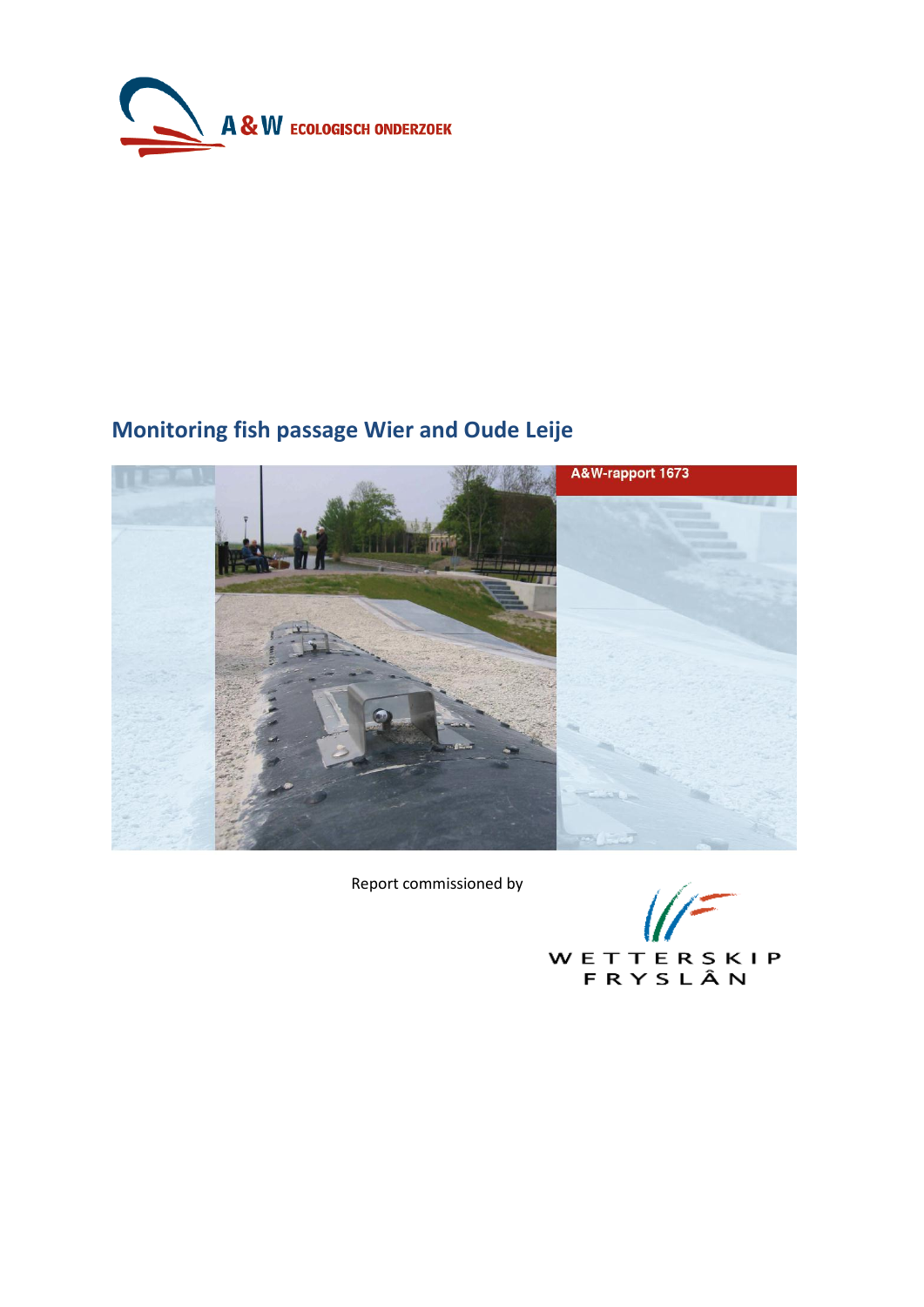A & W ECOLOGISCH ONDERZOEK

# Monitoring fish passage Wier and Oude Leije

A&W-rapport 1673

Report commissioned by

WETTERSKIP FRYSLÂN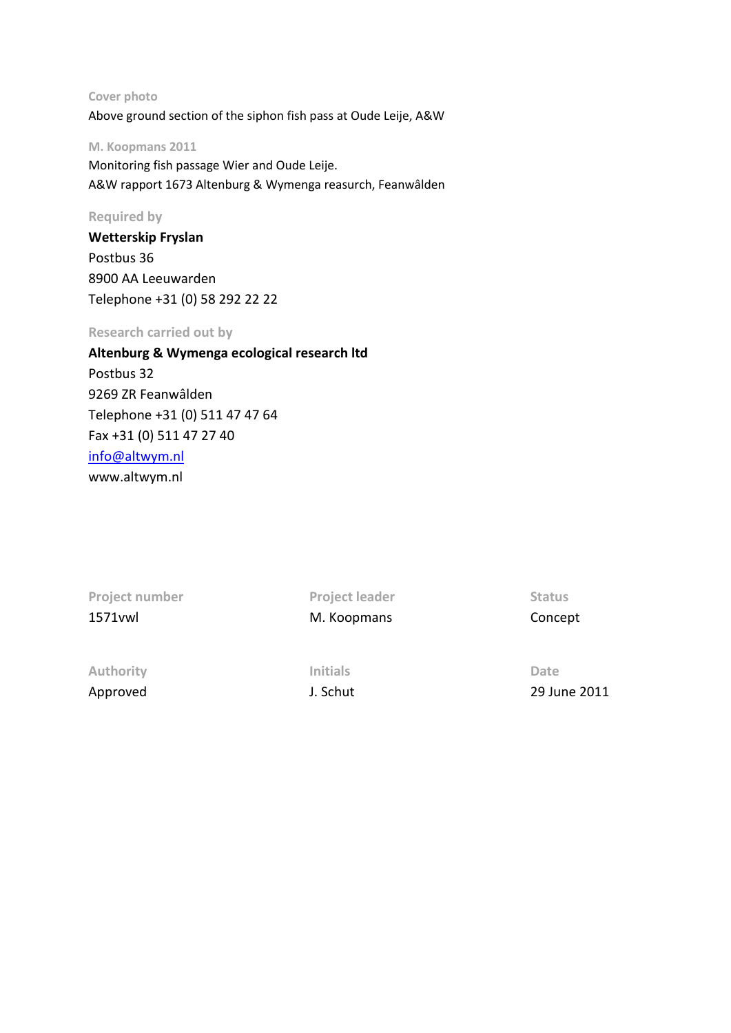Cover photo

Above ground section of the siphon fish pass at Oude Leije, A&W

M. Koopmans 2011

Monitoring fish passage Wier and Oude Leije.
A&W rapport 1673 Altenburg & Wymenga reasurch, Feanwâlden

Required by

**Wetterskip Fryslan**
Postbus 36
8900 AA Leeuwarden
Telephone +31 (0) 58 292 22 22

Research carried out by

**Altenburg & Wymenga ecological research ltd**
Postbus 32
9269 ZR Feanwâlden
Telephone +31 (0) 511 47 47 64
Fax +31 (0) 511 47 27 40
info@altwym.nl
www.altwym.nl

| Project number | Project leader | Status |
|---|---|---|
| 1571vwl | M. Koopmans | Concept |
| **Authority** | **Initials** | **Date** |
| Approved | J. Schut | 29 June 2011 |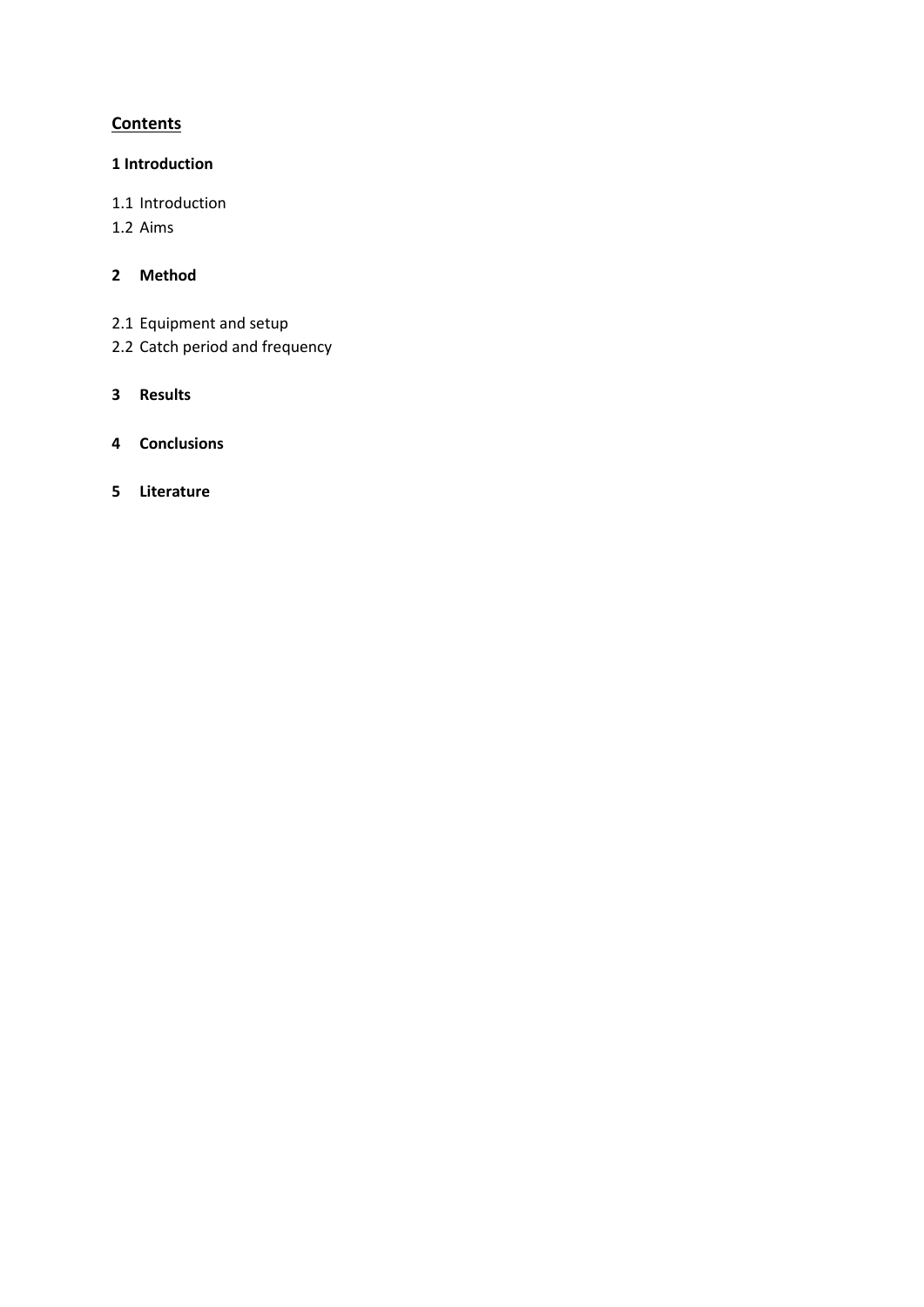## Contents

**1 Introduction**

1.1 Introduction
1.2 Aims

**2 Method**

2.1 Equipment and setup
2.2 Catch period and frequency

**3 Results**

**4 Conclusions**

**5 Literature**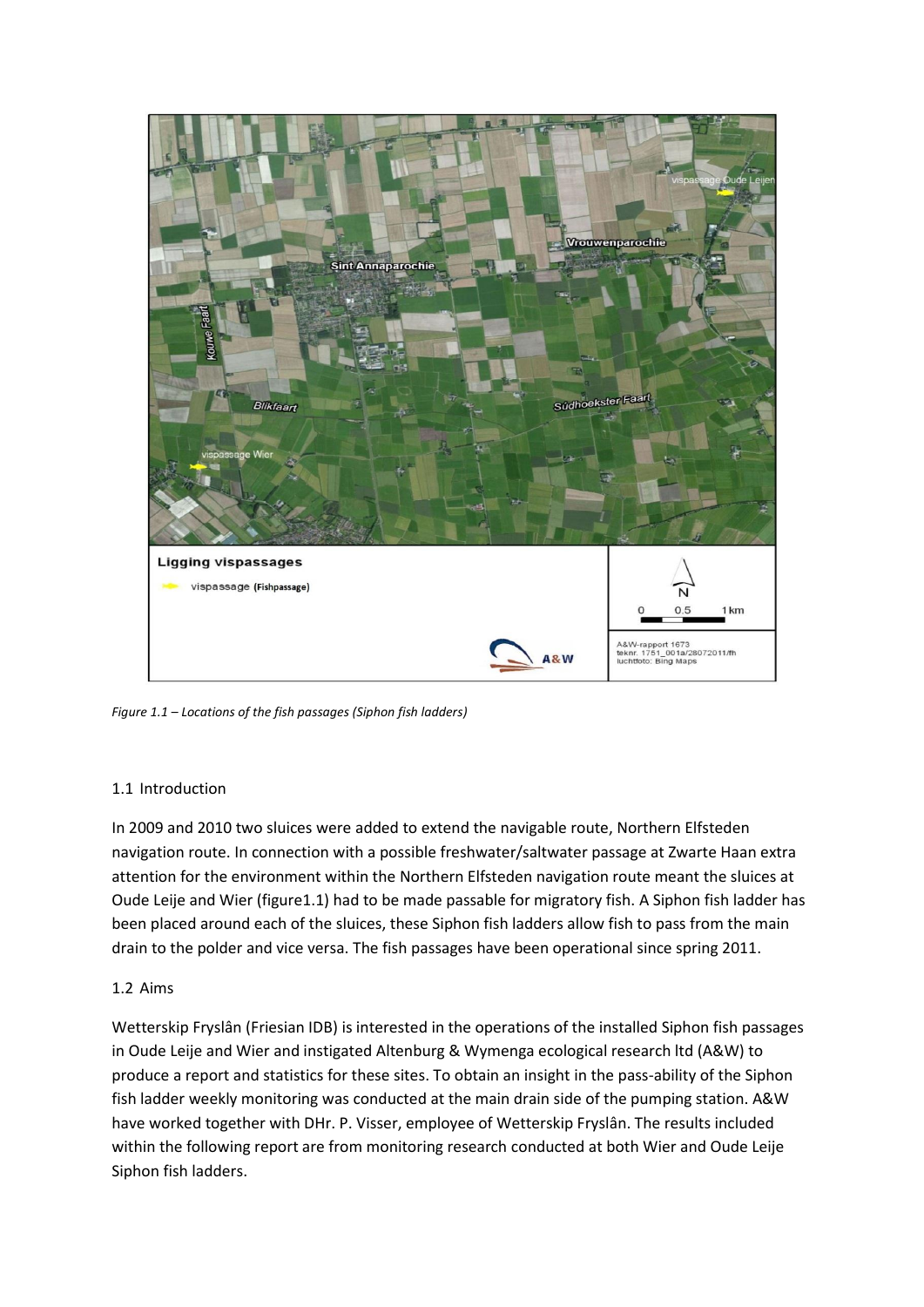*Figure 1.1 – Locations of the fish passages (Siphon fish ladders)*

## 1.1 Introduction

In 2009 and 2010 two sluices were added to extend the navigable route, Northern Elfsteden navigation route. In connection with a possible freshwater/saltwater passage at Zwarte Haan extra attention for the environment within the Northern Elfsteden navigation route meant the sluices at Oude Leije and Wier (figure1.1) had to be made passable for migratory fish. A Siphon fish ladder has been placed around each of the sluices, these Siphon fish ladders allow fish to pass from the main drain to the polder and vice versa. The fish passages have been operational since spring 2011.

## 1.2 Aims

Wetterskip Fryslân (Friesian IDB) is interested in the operations of the installed Siphon fish passages in Oude Leije and Wier and instigated Altenburg & Wymenga ecological research ltd (A&W) to produce a report and statistics for these sites. To obtain an insight in the pass-ability of the Siphon fish ladder weekly monitoring was conducted at the main drain side of the pumping station. A&W have worked together with DHr. P. Visser, employee of Wetterskip Fryslân. The results included within the following report are from monitoring research conducted at both Wier and Oude Leije Siphon fish ladders.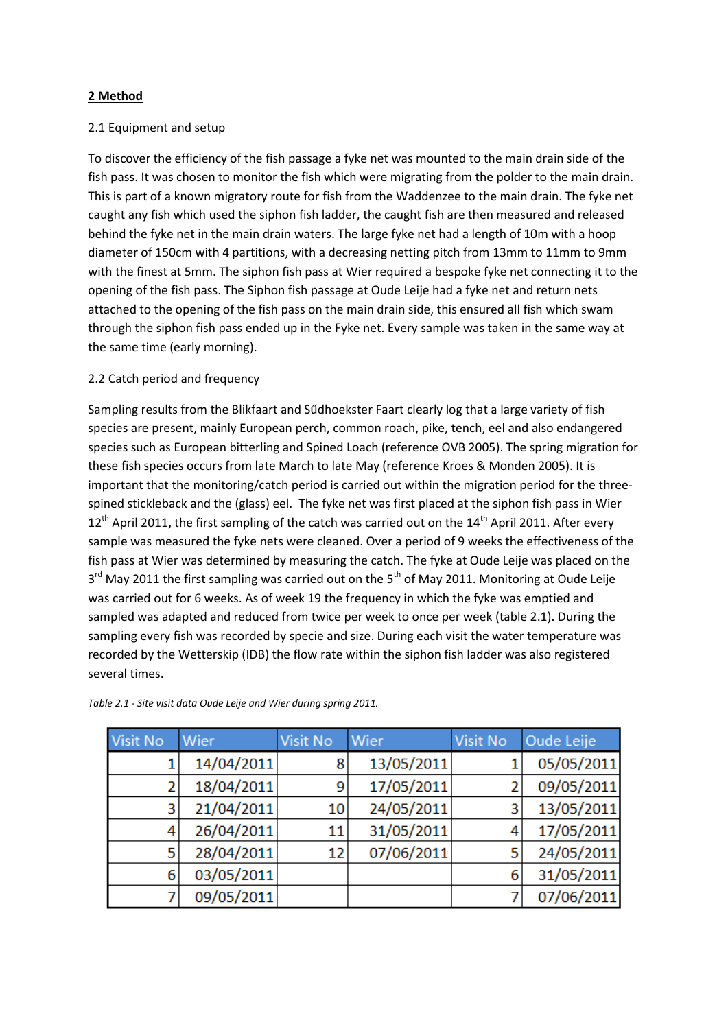## 2 Method

2.1 Equipment and setup

To discover the efficiency of the fish passage a fyke net was mounted to the main drain side of the fish pass. It was chosen to monitor the fish which were migrating from the polder to the main drain. This is part of a known migratory route for fish from the Waddenzee to the main drain. The fyke net caught any fish which used the siphon fish ladder, the caught fish are then measured and released behind the fyke net in the main drain waters. The large fyke net had a length of 10m with a hoop diameter of 150cm with 4 partitions, with a decreasing netting pitch from 13mm to 11mm to 9mm with the finest at 5mm. The siphon fish pass at Wier required a bespoke fyke net connecting it to the opening of the fish pass. The Siphon fish passage at Oude Leije had a fyke net and return nets attached to the opening of the fish pass on the main drain side, this ensured all fish which swam through the siphon fish pass ended up in the Fyke net. Every sample was taken in the same way at the same time (early morning).

2.2 Catch period and frequency

Sampling results from the Blikfaart and Sűdhoekster Faart clearly log that a large variety of fish species are present, mainly European perch, common roach, pike, tench, eel and also endangered species such as European bitterling and Spined Loach (reference OVB 2005). The spring migration for these fish species occurs from late March to late May (reference Kroes & Monden 2005). It is important that the monitoring/catch period is carried out within the migration period for the three-spined stickleback and the (glass) eel. The fyke net was first placed at the siphon fish pass in Wier 12th April 2011, the first sampling of the catch was carried out on the 14th April 2011. After every sample was measured the fyke nets were cleaned. Over a period of 9 weeks the effectiveness of the fish pass at Wier was determined by measuring the catch. The fyke at Oude Leije was placed on the 3rd May 2011 the first sampling was carried out on the 5th of May 2011. Monitoring at Oude Leije was carried out for 6 weeks. As of week 19 the frequency in which the fyke was emptied and sampled was adapted and reduced from twice per week to once per week (table 2.1). During the sampling every fish was recorded by specie and size. During each visit the water temperature was recorded by the Wetterskip (IDB) the flow rate within the siphon fish ladder was also registered several times.

*Table 2.1 - Site visit data Oude Leije and Wier during spring 2011.*

| Visit No | Wier | Visit No | Wier | Visit No | Oude Leije |
|---|---|---|---|---|---|
| 1 | 14/04/2011 | 8 | 13/05/2011 | 1 | 05/05/2011 |
| 2 | 18/04/2011 | 9 | 17/05/2011 | 2 | 09/05/2011 |
| 3 | 21/04/2011 | 10 | 24/05/2011 | 3 | 13/05/2011 |
| 4 | 26/04/2011 | 11 | 31/05/2011 | 4 | 17/05/2011 |
| 5 | 28/04/2011 | 12 | 07/06/2011 | 5 | 24/05/2011 |
| 6 | 03/05/2011 | | | 6 | 31/05/2011 |
| 7 | 09/05/2011 | | | 7 | 07/06/2011 |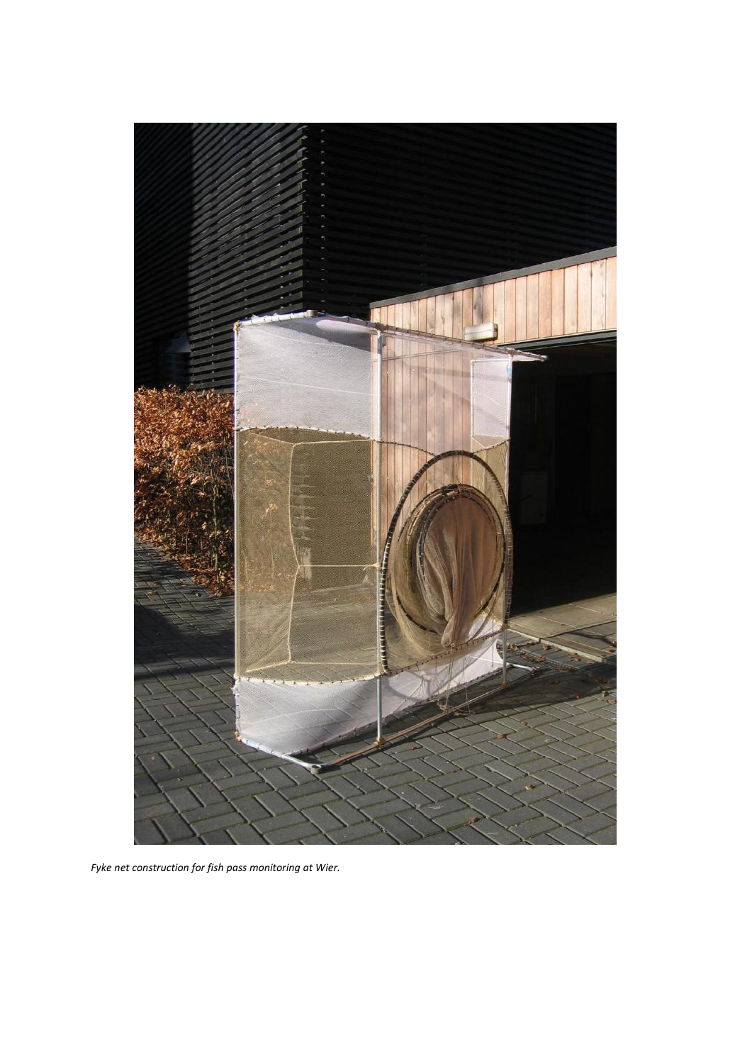*Fyke net construction for fish pass monitoring at Wier.*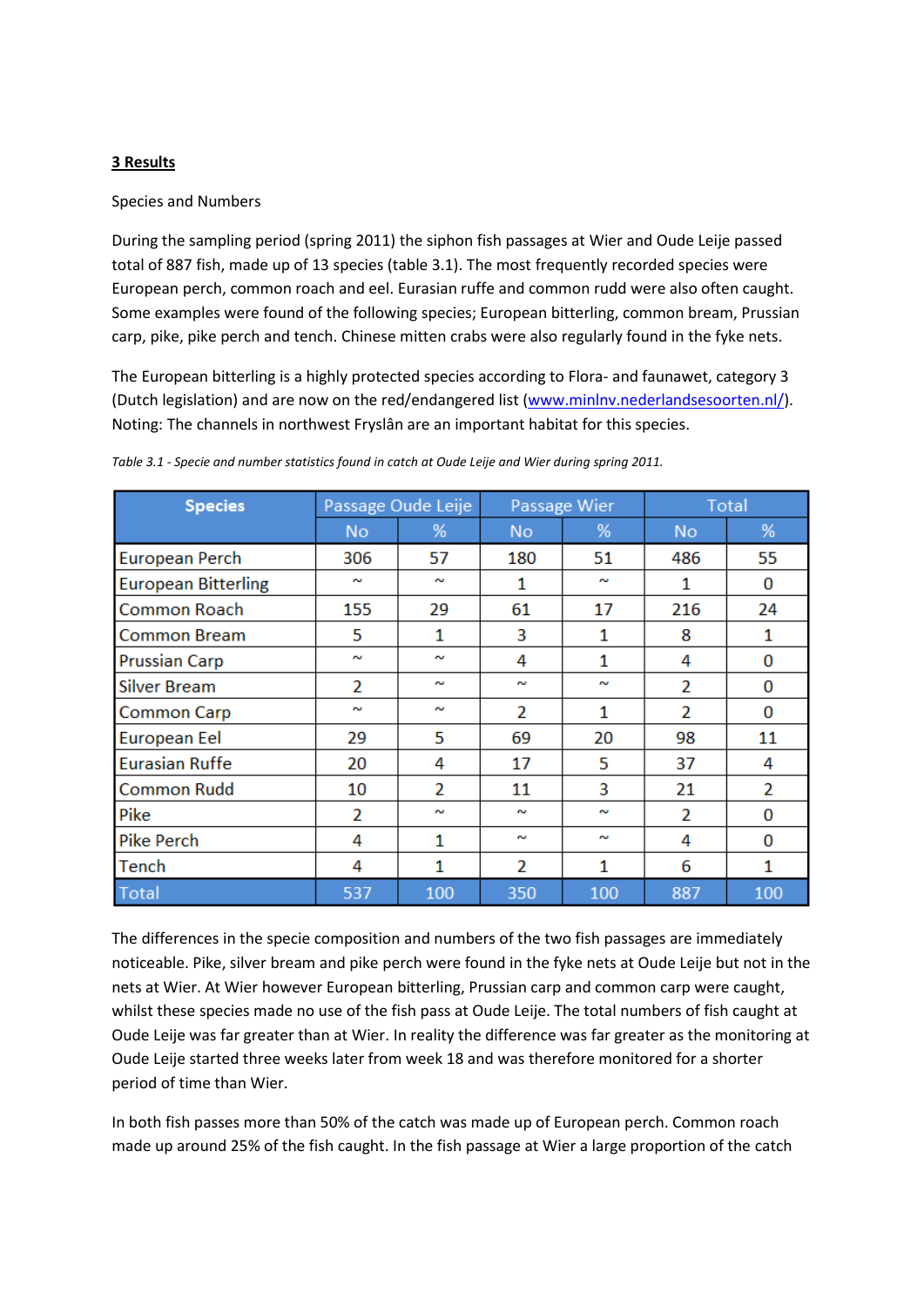## 3 Results

Species and Numbers

During the sampling period (spring 2011) the siphon fish passages at Wier and Oude Leije passed total of 887 fish, made up of 13 species (table 3.1). The most frequently recorded species were European perch, common roach and eel. Eurasian ruffe and common rudd were also often caught. Some examples were found of the following species; European bitterling, common bream, Prussian carp, pike, pike perch and tench. Chinese mitten crabs were also regularly found in the fyke nets.

The European bitterling is a highly protected species according to Flora- and faunawet, category 3 (Dutch legislation) and are now on the red/endangered list (www.minlnv.nederlandsesoorten.nl/). Noting: The channels in northwest Fryslân are an important habitat for this species.

*Table 3.1 - Specie and number statistics found in catch at Oude Leije and Wier during spring 2011.*

| Species | Passage Oude Leije | | Passage Wier | | Total | |
|---|---|---|---|---|---|---|
| | No | % | No | % | No | % |
| European Perch | 306 | 57 | 180 | 51 | 486 | 55 |
| European Bitterling | ~ | ~ | 1 | ~ | 1 | 0 |
| Common Roach | 155 | 29 | 61 | 17 | 216 | 24 |
| Common Bream | 5 | 1 | 3 | 1 | 8 | 1 |
| Prussian Carp | ~ | ~ | 4 | 1 | 4 | 0 |
| Silver Bream | 2 | ~ | ~ | ~ | 2 | 0 |
| Common Carp | ~ | ~ | 2 | 1 | 2 | 0 |
| European Eel | 29 | 5 | 69 | 20 | 98 | 11 |
| Eurasian Ruffe | 20 | 4 | 17 | 5 | 37 | 4 |
| Common Rudd | 10 | 2 | 11 | 3 | 21 | 2 |
| Pike | 2 | ~ | ~ | ~ | 2 | 0 |
| Pike Perch | 4 | 1 | ~ | ~ | 4 | 0 |
| Tench | 4 | 1 | 2 | 1 | 6 | 1 |
| Total | 537 | 100 | 350 | 100 | 887 | 100 |

The differences in the specie composition and numbers of the two fish passages are immediately noticeable. Pike, silver bream and pike perch were found in the fyke nets at Oude Leije but not in the nets at Wier. At Wier however European bitterling, Prussian carp and common carp were caught, whilst these species made no use of the fish pass at Oude Leije. The total numbers of fish caught at Oude Leije was far greater than at Wier. In reality the difference was far greater as the monitoring at Oude Leije started three weeks later from week 18 and was therefore monitored for a shorter period of time than Wier.

In both fish passes more than 50% of the catch was made up of European perch. Common roach made up around 25% of the fish caught. In the fish passage at Wier a large proportion of the catch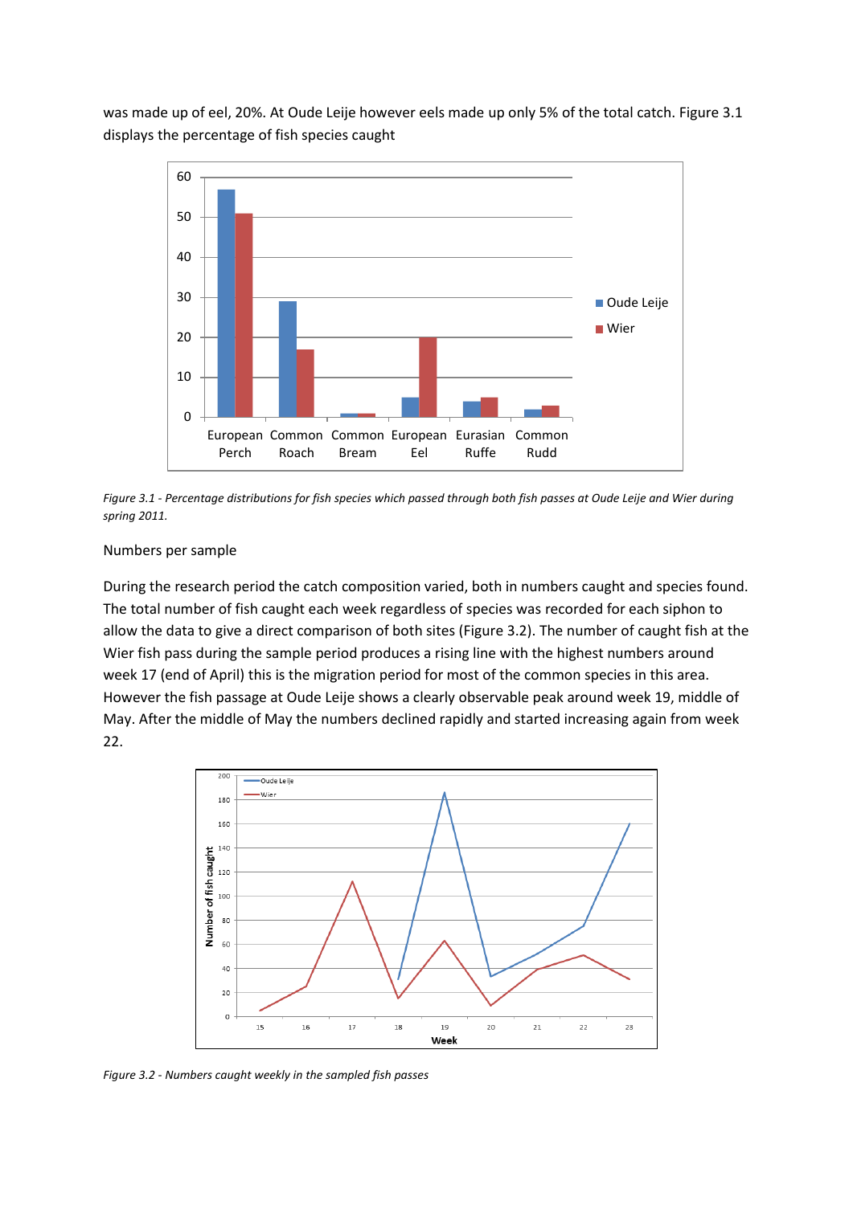was made up of eel, 20%. At Oude Leije however eels made up only 5% of the total catch. Figure 3.1 displays the percentage of fish species caught

*Figure 3.1 - Percentage distributions for fish species which passed through both fish passes at Oude Leije and Wier during spring 2011.*

Numbers per sample

During the research period the catch composition varied, both in numbers caught and species found. The total number of fish caught each week regardless of species was recorded for each siphon to allow the data to give a direct comparison of both sites (Figure 3.2). The number of caught fish at the Wier fish pass during the sample period produces a rising line with the highest numbers around week 17 (end of April) this is the migration period for most of the common species in this area. However the fish passage at Oude Leije shows a clearly observable peak around week 19, middle of May. After the middle of May the numbers declined rapidly and started increasing again from week 22.

*Figure 3.2 - Numbers caught weekly in the sampled fish passes*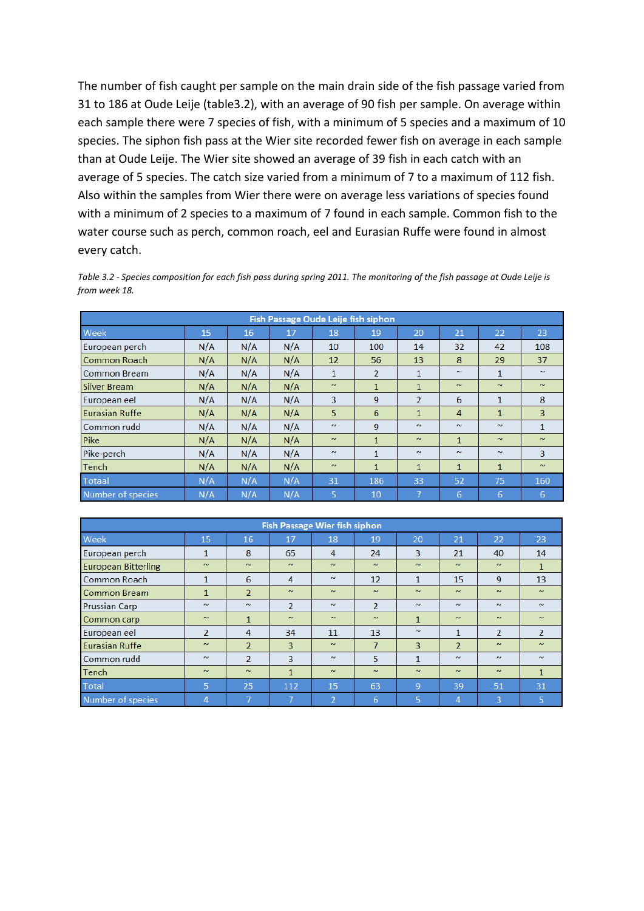The number of fish caught per sample on the main drain side of the fish passage varied from 31 to 186 at Oude Leije (table3.2), with an average of 90 fish per sample. On average within each sample there were 7 species of fish, with a minimum of 5 species and a maximum of 10 species. The siphon fish pass at the Wier site recorded fewer fish on average in each sample than at Oude Leije. The Wier site showed an average of 39 fish in each catch with an average of 5 species. The catch size varied from a minimum of 7 to a maximum of 112 fish. Also within the samples from Wier there were on average less variations of species found with a minimum of 2 species to a maximum of 7 found in each sample. Common fish to the water course such as perch, common roach, eel and Eurasian Ruffe were found in almost every catch.

*Table 3.2 - Species composition for each fish pass during spring 2011. The monitoring of the fish passage at Oude Leije is from week 18.*

| Fish Passage Oude Leije fish siphon | | | | | | | | | |
|---|---|---|---|---|---|---|---|---|---|
| Week | 15 | 16 | 17 | 18 | 19 | 20 | 21 | 22 | 23 |
| European perch | N/A | N/A | N/A | 10 | 100 | 14 | 32 | 42 | 108 |
| Common Roach | N/A | N/A | N/A | 12 | 56 | 13 | 8 | 29 | 37 |
| Common Bream | N/A | N/A | N/A | 1 | 2 | 1 | ~ | 1 | ~ |
| Silver Bream | N/A | N/A | N/A | ~ | 1 | 1 | ~ | ~ | ~ |
| European eel | N/A | N/A | N/A | 3 | 9 | 2 | 6 | 1 | 8 |
| Eurasian Ruffe | N/A | N/A | N/A | 5 | 6 | 1 | 4 | 1 | 3 |
| Common rudd | N/A | N/A | N/A | ~ | 9 | ~ | ~ | ~ | 1 |
| Pike | N/A | N/A | N/A | ~ | 1 | ~ | 1 | ~ | ~ |
| Pike-perch | N/A | N/A | N/A | ~ | 1 | ~ | ~ | ~ | 3 |
| Tench | N/A | N/A | N/A | ~ | 1 | 1 | 1 | 1 | ~ |
| Totaal | N/A | N/A | N/A | 31 | 186 | 33 | 52 | 75 | 160 |
| Number of species | N/A | N/A | N/A | 5 | 10 | 7 | 6 | 6 | 6 |

| Fish Passage Wier fish siphon | | | | | | | | | |
|---|---|---|---|---|---|---|---|---|---|
| Week | 15 | 16 | 17 | 18 | 19 | 20 | 21 | 22 | 23 |
| European perch | 1 | 8 | 65 | 4 | 24 | 3 | 21 | 40 | 14 |
| European Bitterling | ~ | ~ | ~ | ~ | ~ | ~ | ~ | ~ | 1 |
| Common Roach | 1 | 6 | 4 | ~ | 12 | 1 | 15 | 9 | 13 |
| Common Bream | 1 | 2 | ~ | ~ | ~ | ~ | ~ | ~ | ~ |
| Prussian Carp | ~ | ~ | 2 | ~ | 2 | ~ | ~ | ~ | ~ |
| Common carp | ~ | 1 | ~ | ~ | ~ | 1 | ~ | ~ | ~ |
| European eel | 2 | 4 | 34 | 11 | 13 | ~ | 1 | 2 | 2 |
| Eurasian Ruffe | ~ | 2 | 3 | ~ | 7 | 3 | 2 | ~ | ~ |
| Common rudd | ~ | 2 | 3 | ~ | 5 | 1 | ~ | ~ | ~ |
| Tench | ~ | ~ | 1 | ~ | ~ | ~ | ~ | ~ | 1 |
| Total | 5 | 25 | 112 | 15 | 63 | 9 | 39 | 51 | 31 |
| Number of species | 4 | 7 | 7 | 2 | 6 | 5 | 4 | 3 | 5 |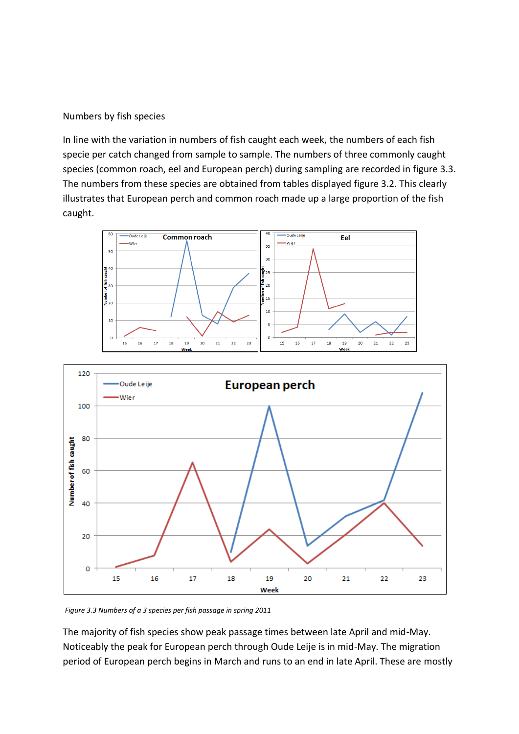Numbers by fish species

In line with the variation in numbers of fish caught each week, the numbers of each fish specie per catch changed from sample to sample. The numbers of three commonly caught species (common roach, eel and European perch) during sampling are recorded in figure 3.3. The numbers from these species are obtained from tables displayed figure 3.2. This clearly illustrates that European perch and common roach made up a large proportion of the fish caught.

*Figure 3.3 Numbers of a 3 species per fish passage in spring 2011*

The majority of fish species show peak passage times between late April and mid-May. Noticeably the peak for European perch through Oude Leije is in mid-May. The migration period of European perch begins in March and runs to an end in late April. These are mostly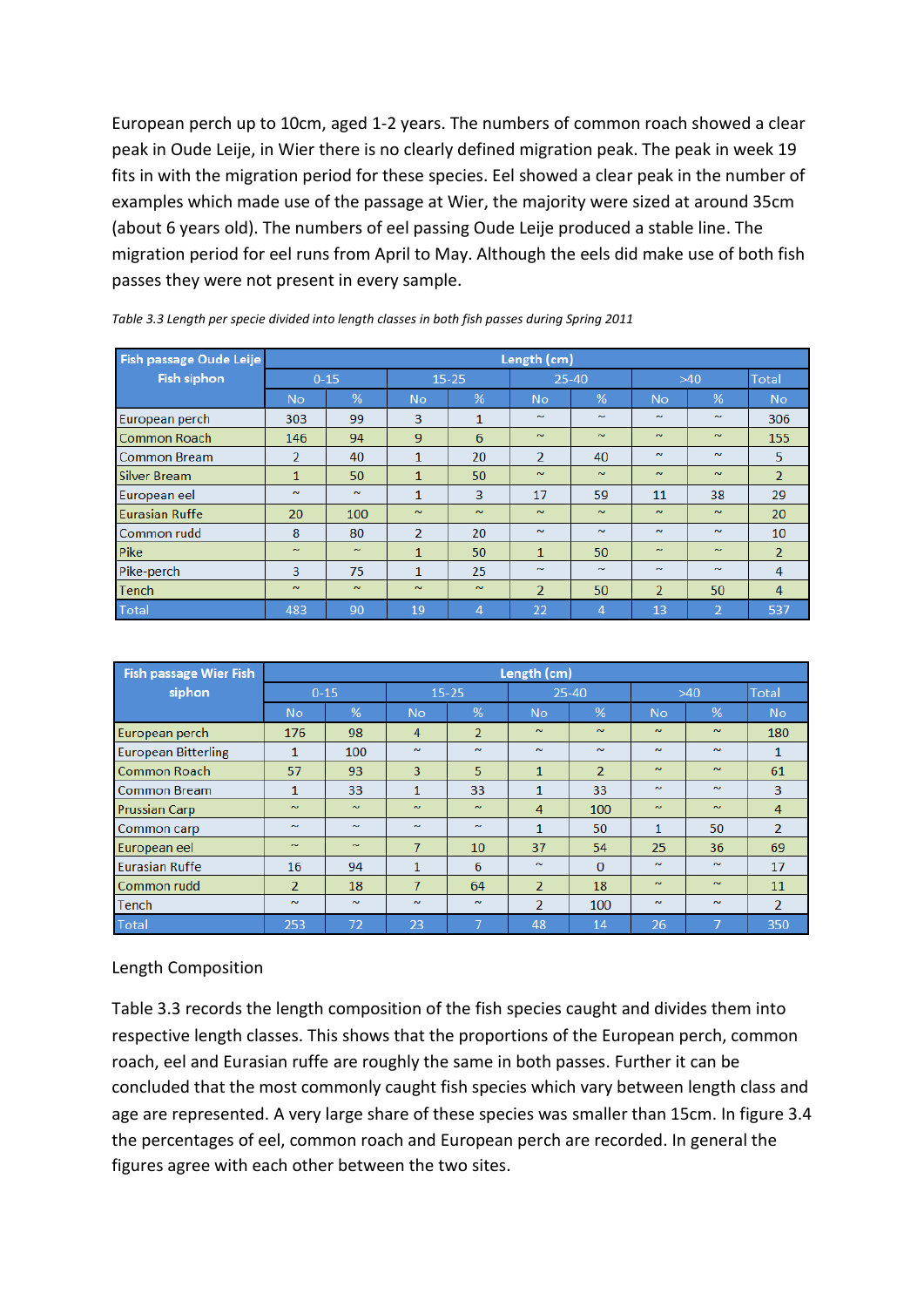European perch up to 10cm, aged 1-2 years. The numbers of common roach showed a clear peak in Oude Leije, in Wier there is no clearly defined migration peak. The peak in week 19 fits in with the migration period for these species. Eel showed a clear peak in the number of examples which made use of the passage at Wier, the majority were sized at around 35cm (about 6 years old). The numbers of eel passing Oude Leije produced a stable line. The migration period for eel runs from April to May. Although the eels did make use of both fish passes they were not present in every sample.

*Table 3.3 Length per specie divided into length classes in both fish passes during Spring 2011*

| Fish passage Oude Leije Fish siphon | Length (cm) | | | | | | | | |
|---|---|---|---|---|---|---|---|---|---|
| | 0-15 | | 15-25 | | 25-40 | | >40 | | Total |
| | No | % | No | % | No | % | No | % | No |
| European perch | 303 | 99 | 3 | 1 | ~ | ~ | ~ | ~ | 306 |
| Common Roach | 146 | 94 | 9 | 6 | ~ | ~ | ~ | ~ | 155 |
| Common Bream | 2 | 40 | 1 | 20 | 2 | 40 | ~ | ~ | 5 |
| Silver Bream | 1 | 50 | 1 | 50 | ~ | ~ | ~ | ~ | 2 |
| European eel | ~ | ~ | 1 | 3 | 17 | 59 | 11 | 38 | 29 |
| Eurasian Ruffe | 20 | 100 | ~ | ~ | ~ | ~ | ~ | ~ | 20 |
| Common rudd | 8 | 80 | 2 | 20 | ~ | ~ | ~ | ~ | 10 |
| Pike | ~ | ~ | 1 | 50 | 1 | 50 | ~ | ~ | 2 |
| Pike-perch | 3 | 75 | 1 | 25 | ~ | ~ | ~ | ~ | 4 |
| Tench | ~ | ~ | ~ | ~ | 2 | 50 | 2 | 50 | 4 |
| Total | 483 | 90 | 19 | 4 | 22 | 4 | 13 | 2 | 537 |

| Fish passage Wier Fish siphon | Length (cm) | | | | | | | | |
|---|---|---|---|---|---|---|---|---|---|
| | 0-15 | | 15-25 | | 25-40 | | >40 | | Total |
| | No | % | No | % | No | % | No | % | No |
| European perch | 176 | 98 | 4 | 2 | ~ | ~ | ~ | ~ | 180 |
| European Bitterling | 1 | 100 | ~ | ~ | ~ | ~ | ~ | ~ | 1 |
| Common Roach | 57 | 93 | 3 | 5 | 1 | 2 | ~ | ~ | 61 |
| Common Bream | 1 | 33 | 1 | 33 | 1 | 33 | ~ | ~ | 3 |
| Prussian Carp | ~ | ~ | ~ | ~ | 4 | 100 | ~ | ~ | 4 |
| Common carp | ~ | ~ | ~ | ~ | 1 | 50 | 1 | 50 | 2 |
| European eel | ~ | ~ | 7 | 10 | 37 | 54 | 25 | 36 | 69 |
| Eurasian Ruffe | 16 | 94 | 1 | 6 | ~ | 0 | ~ | ~ | 17 |
| Common rudd | 2 | 18 | 7 | 64 | 2 | 18 | ~ | ~ | 11 |
| Tench | ~ | ~ | ~ | ~ | 2 | 100 | ~ | ~ | 2 |
| Total | 253 | 72 | 23 | 7 | 48 | 14 | 26 | 7 | 350 |

Length Composition

Table 3.3 records the length composition of the fish species caught and divides them into respective length classes. This shows that the proportions of the European perch, common roach, eel and Eurasian ruffe are roughly the same in both passes. Further it can be concluded that the most commonly caught fish species which vary between length class and age are represented. A very large share of these species was smaller than 15cm. In figure 3.4 the percentages of eel, common roach and European perch are recorded. In general the figures agree with each other between the two sites.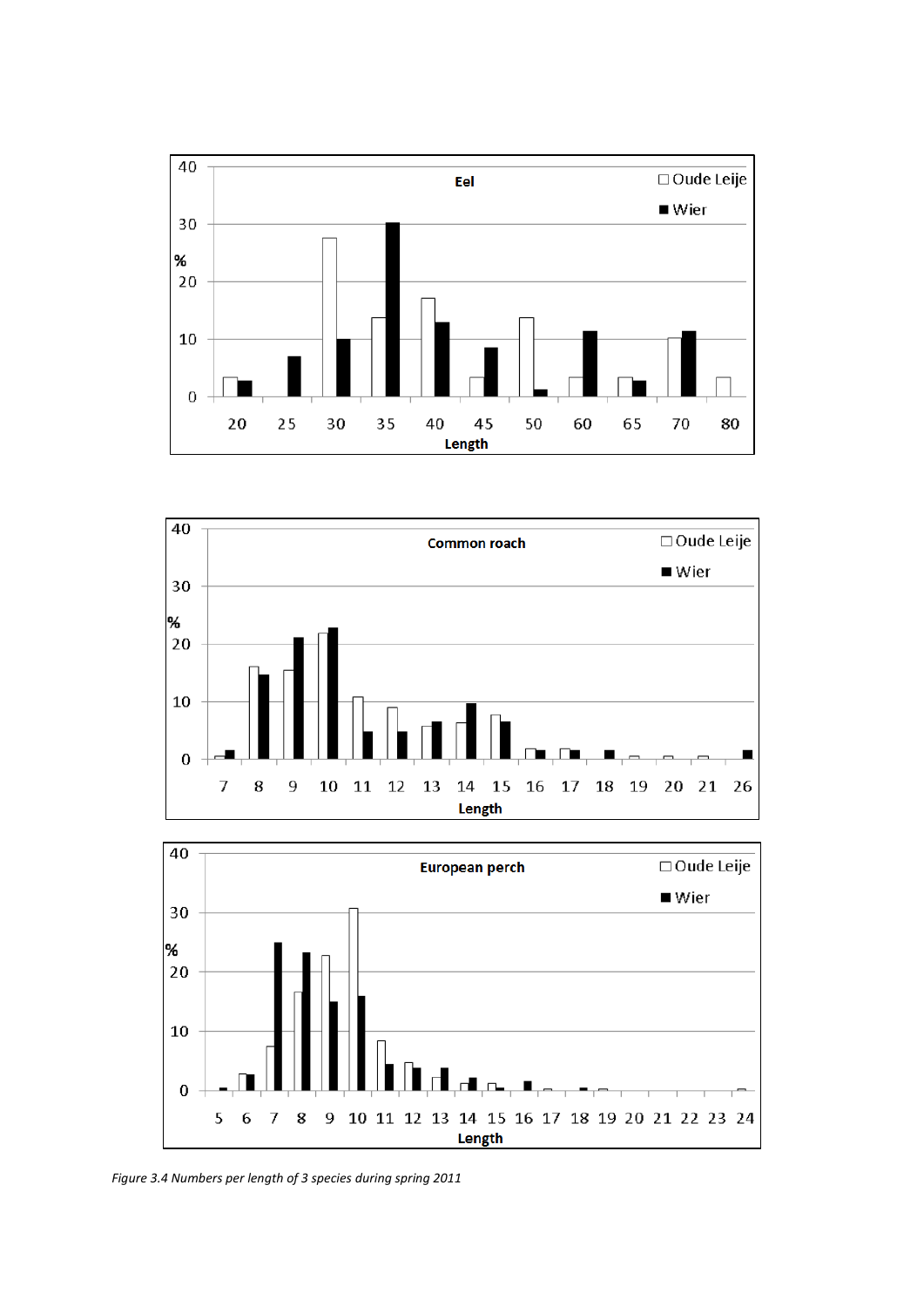*Figure 3.4 Numbers per length of 3 species during spring 2011*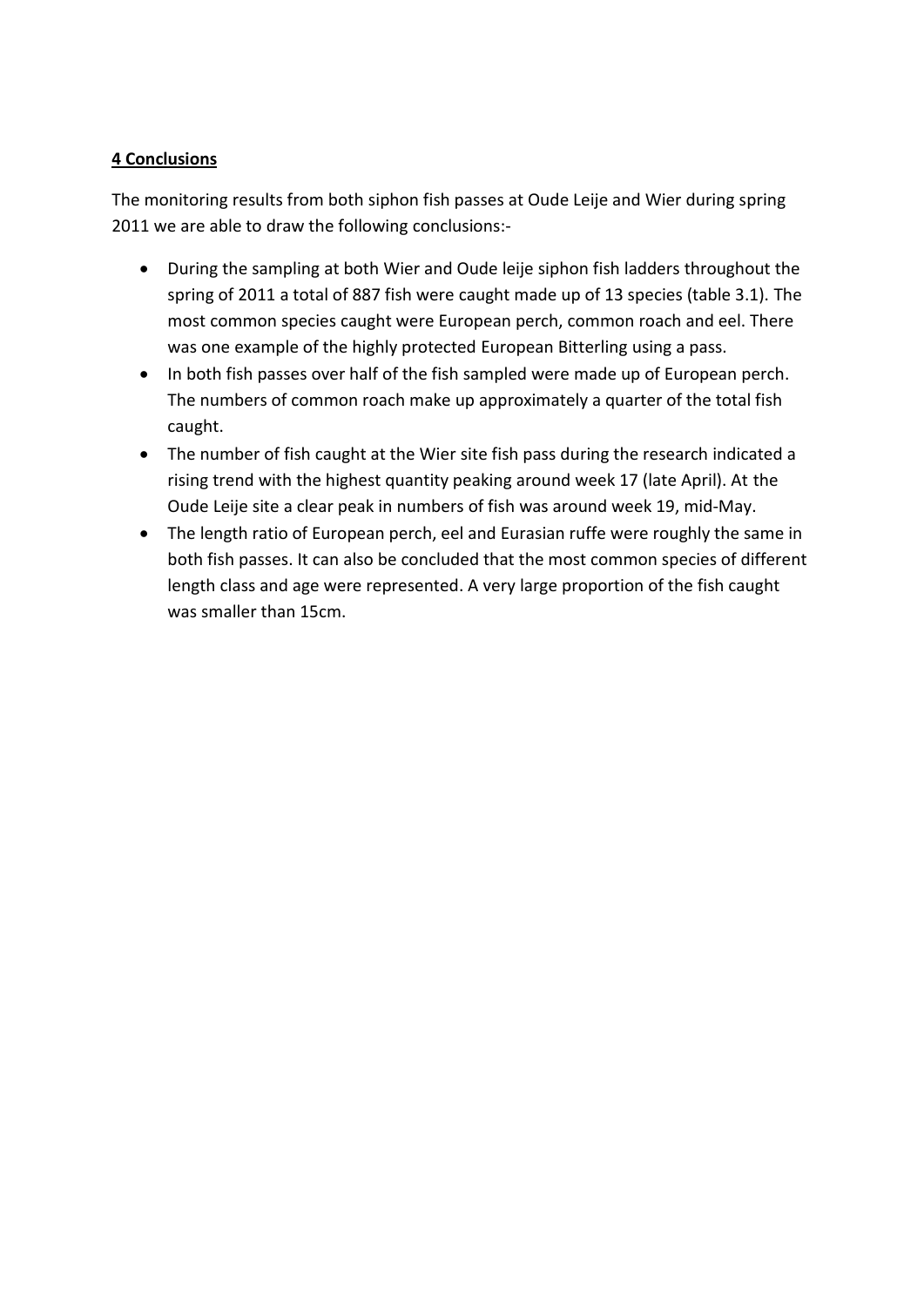## 4 Conclusions

The monitoring results from both siphon fish passes at Oude Leije and Wier during spring 2011 we are able to draw the following conclusions:-

- During the sampling at both Wier and Oude leije siphon fish ladders throughout the spring of 2011 a total of 887 fish were caught made up of 13 species (table 3.1). The most common species caught were European perch, common roach and eel. There was one example of the highly protected European Bitterling using a pass.
- In both fish passes over half of the fish sampled were made up of European perch. The numbers of common roach make up approximately a quarter of the total fish caught.
- The number of fish caught at the Wier site fish pass during the research indicated a rising trend with the highest quantity peaking around week 17 (late April). At the Oude Leije site a clear peak in numbers of fish was around week 19, mid-May.
- The length ratio of European perch, eel and Eurasian ruffe were roughly the same in both fish passes. It can also be concluded that the most common species of different length class and age were represented. A very large proportion of the fish caught was smaller than 15cm.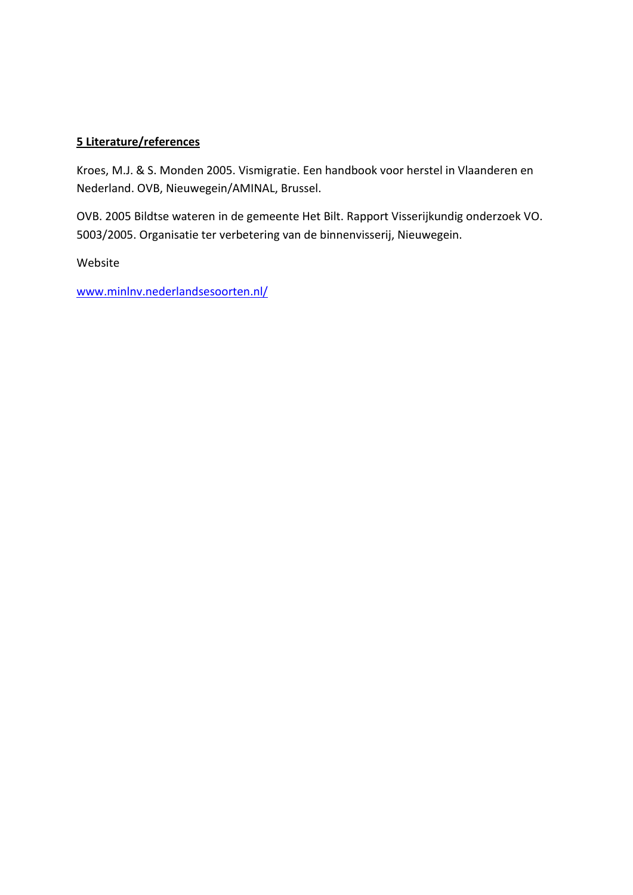## 5 Literature/references

Kroes, M.J. & S. Monden 2005. Vismigratie. Een handbook voor herstel in Vlaanderen en Nederland. OVB, Nieuwegein/AMINAL, Brussel.

OVB. 2005 Bildtse wateren in de gemeente Het Bilt. Rapport Visserijkundig onderzoek VO. 5003/2005. Organisatie ter verbetering van de binnenvisserij, Nieuwegein.

Website

www.minlnv.nederlandsesoorten.nl/